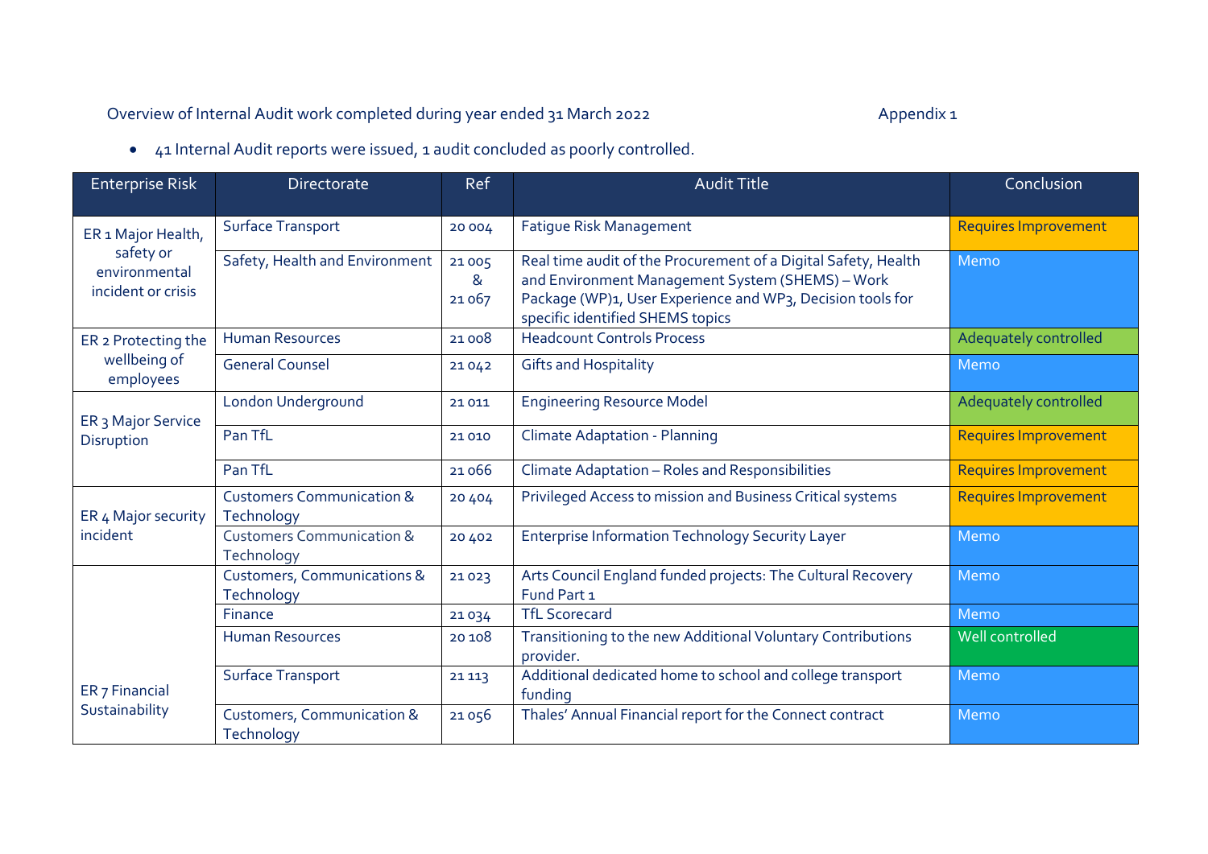Overview of Internal Audit work completed during year ended 31 March 2022

Appendix 1

- 41 Internal Audit reports were issued, 1 audit concluded as poorly controlled.

| Enterprise Risk | Directorate | Ref | Audit Title | Conclusion |
|---|---|---|---|---|
| ER 1 Major Health, safety or environmental incident or crisis | Surface Transport | 20 004 | Fatigue Risk Management | Requires Improvement |
| | Safety, Health and Environment | 21 005 & 21 067 | Real time audit of the Procurement of a Digital Safety, Health and Environment Management System (SHEMS) – Work Package (WP)1, User Experience and WP3, Decision tools for specific identified SHEMS topics | Memo |
| ER 2 Protecting the wellbeing of employees | Human Resources | 21 008 | Headcount Controls Process | Adequately controlled |
| | General Counsel | 21 042 | Gifts and Hospitality | Memo |
| ER 3 Major Service Disruption | London Underground | 21 011 | Engineering Resource Model | Adequately controlled |
| | Pan TfL | 21 010 | Climate Adaptation - Planning | Requires Improvement |
| | Pan TfL | 21 066 | Climate Adaptation – Roles and Responsibilities | Requires Improvement |
| ER 4 Major security incident | Customers Communication & Technology | 20 404 | Privileged Access to mission and Business Critical systems | Requires Improvement |
| | Customers Communication & Technology | 20 402 | Enterprise Information Technology Security Layer | Memo |
| ER 7 Financial Sustainability | Customers, Communications & Technology | 21 023 | Arts Council England funded projects: The Cultural Recovery Fund Part 1 | Memo |
| | Finance | 21 034 | TfL Scorecard | Memo |
| | Human Resources | 20 108 | Transitioning to the new Additional Voluntary Contributions provider. | Well controlled |
| | Surface Transport | 21 113 | Additional dedicated home to school and college transport funding | Memo |
| | Customers, Communication & Technology | 21 056 | Thales' Annual Financial report for the Connect contract | Memo |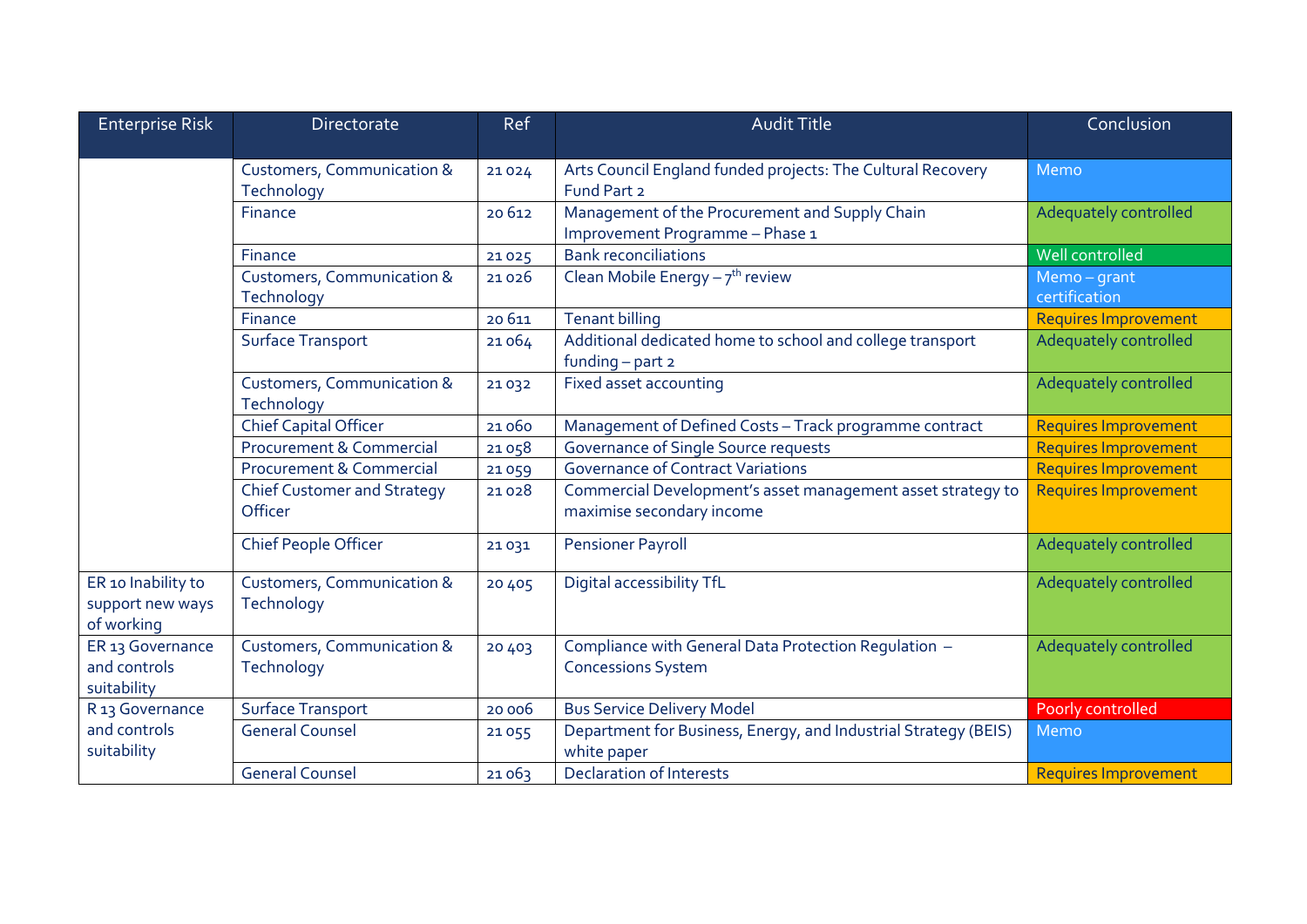| Enterprise Risk | Directorate | Ref | Audit Title | Conclusion |
|---|---|---|---|---|
| | Customers, Communication & Technology | 21 024 | Arts Council England funded projects: The Cultural Recovery Fund Part 2 | Memo |
| | Finance | 20 612 | Management of the Procurement and Supply Chain Improvement Programme – Phase 1 | Adequately controlled |
| | Finance | 21 025 | Bank reconciliations | Well controlled |
| | Customers, Communication & Technology | 21 026 | Clean Mobile Energy – 7th review | Memo – grant certification |
| | Finance | 20 611 | Tenant billing | Requires Improvement |
| | Surface Transport | 21 064 | Additional dedicated home to school and college transport funding – part 2 | Adequately controlled |
| | Customers, Communication & Technology | 21 032 | Fixed asset accounting | Adequately controlled |
| | Chief Capital Officer | 21 060 | Management of Defined Costs – Track programme contract | Requires Improvement |
| | Procurement & Commercial | 21 058 | Governance of Single Source requests | Requires Improvement |
| | Procurement & Commercial | 21 059 | Governance of Contract Variations | Requires Improvement |
| | Chief Customer and Strategy Officer | 21 028 | Commercial Development's asset management asset strategy to maximise secondary income | Requires Improvement |
| | Chief People Officer | 21 031 | Pensioner Payroll | Adequately controlled |
| ER 10 Inability to support new ways of working | Customers, Communication & Technology | 20 405 | Digital accessibility TfL | Adequately controlled |
| ER 13 Governance and controls suitability | Customers, Communication & Technology | 20 403 | Compliance with General Data Protection Regulation – Concessions System | Adequately controlled |
| R 13 Governance and controls suitability | Surface Transport | 20 006 | Bus Service Delivery Model | Poorly controlled |
| | General Counsel | 21 055 | Department for Business, Energy, and Industrial Strategy (BEIS) white paper | Memo |
| | General Counsel | 21 063 | Declaration of Interests | Requires Improvement |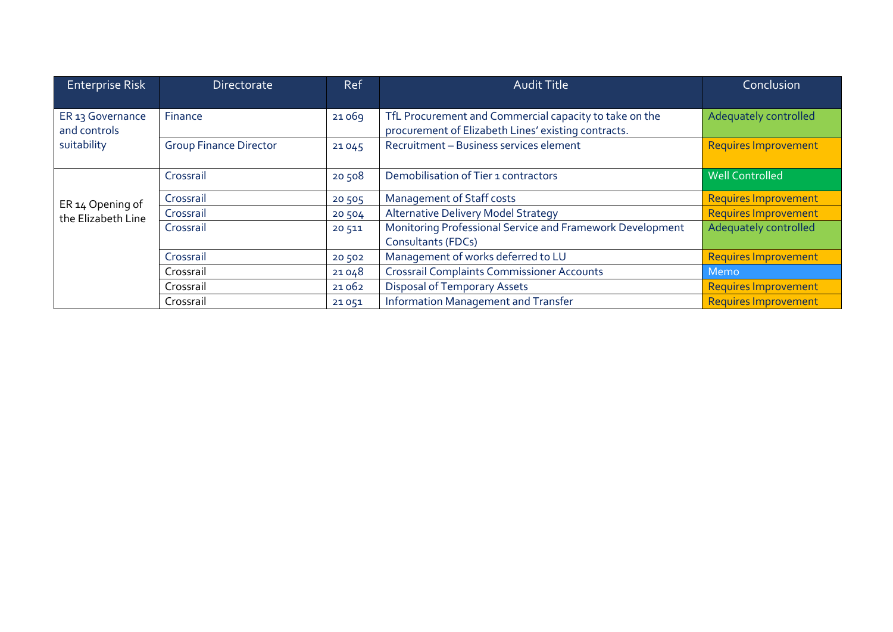| Enterprise Risk | Directorate | Ref | Audit Title | Conclusion |
|---|---|---|---|---|
| ER 13 Governance and controls suitability | Finance | 21 069 | TfL Procurement and Commercial capacity to take on the procurement of Elizabeth Lines' existing contracts. | Adequately controlled |
| | Group Finance Director | 21 045 | Recruitment – Business services element | Requires Improvement |
| ER 14 Opening of the Elizabeth Line | Crossrail | 20 508 | Demobilisation of Tier 1 contractors | Well Controlled |
| | Crossrail | 20 505 | Management of Staff costs | Requires Improvement |
| | Crossrail | 20 504 | Alternative Delivery Model Strategy | Requires Improvement |
| | Crossrail | 20 511 | Monitoring Professional Service and Framework Development Consultants (FDCs) | Adequately controlled |
| | Crossrail | 20 502 | Management of works deferred to LU | Requires Improvement |
| | Crossrail | 21 048 | Crossrail Complaints Commissioner Accounts | Memo |
| | Crossrail | 21 062 | Disposal of Temporary Assets | Requires Improvement |
| | Crossrail | 21 051 | Information Management and Transfer | Requires Improvement |